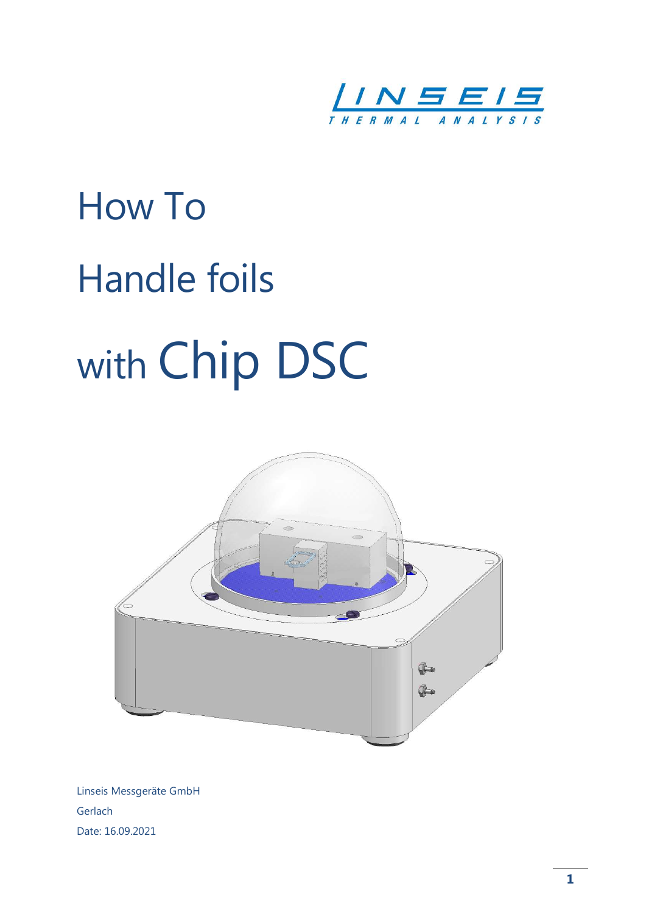# How To Handle foils with Chip DSC

Linseis Messgeräte GmbH

Gerlach

Date: 16.09.2021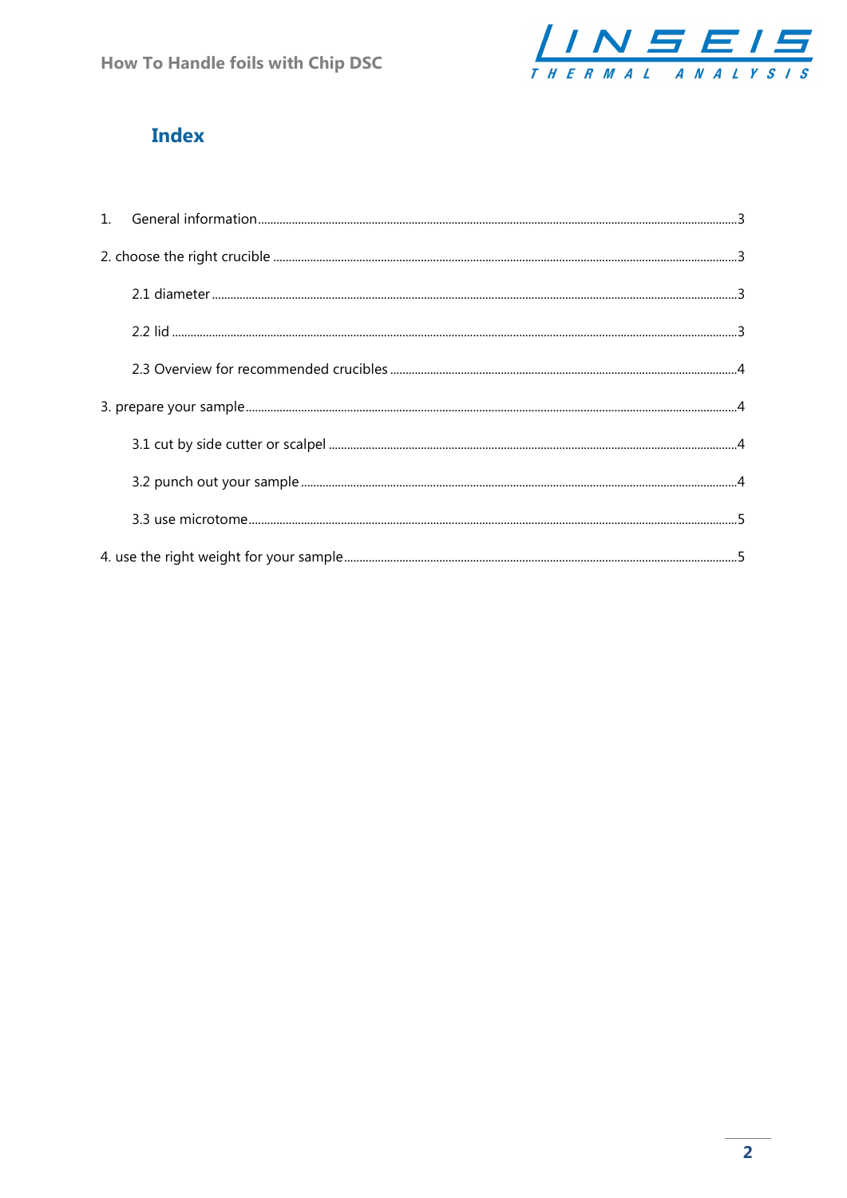## Index

1. General information .......... 3

2. choose the right crucible .......... 3

   2.1 diameter .......... 3

   2.2 lid .......... 3

   2.3 Overview for recommended crucibles .......... 4

3. prepare your sample .......... 4

   3.1 cut by side cutter or scalpel .......... 4

   3.2 punch out your sample .......... 4

   3.3 use microtome .......... 5

4. use the right weight for your sample .......... 5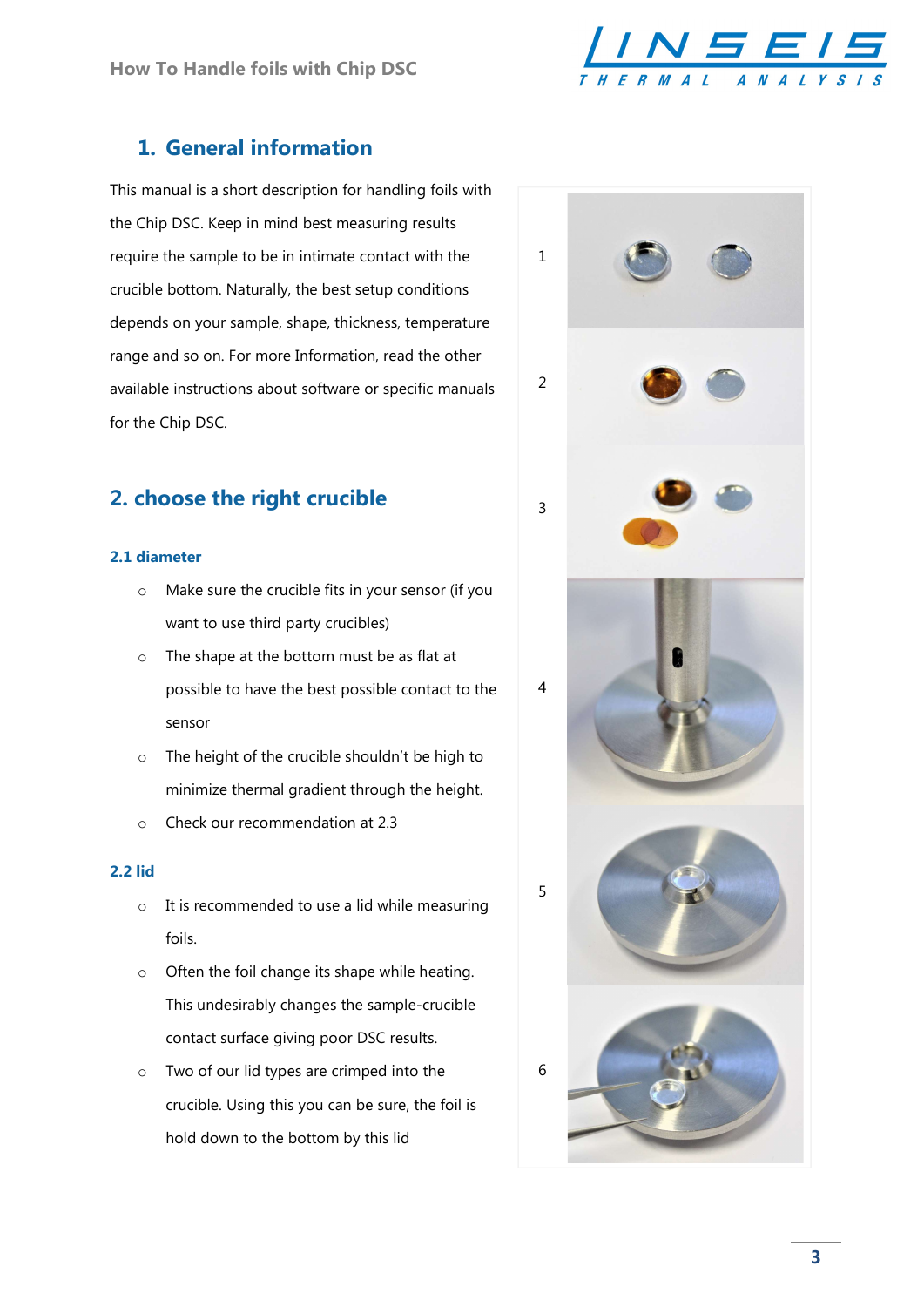## 1. General information

This manual is a short description for handling foils with the Chip DSC. Keep in mind best measuring results require the sample to be in intimate contact with the crucible bottom. Naturally, the best setup conditions depends on your sample, shape, thickness, temperature range and so on. For more Information, read the other available instructions about software or specific manuals for the Chip DSC.

## 2. choose the right crucible

### 2.1 diameter

- Make sure the crucible fits in your sensor (if you want to use third party crucibles)
- The shape at the bottom must be as flat at possible to have the best possible contact to the sensor
- The height of the crucible shouldn't be high to minimize thermal gradient through the height.
- Check our recommendation at 2.3

### 2.2 lid

- It is recommended to use a lid while measuring foils.
- Often the foil change its shape while heating. This undesirably changes the sample-crucible contact surface giving poor DSC results.
- Two of our lid types are crimped into the crucible. Using this you can be sure, the foil is hold down to the bottom by this lid

1

2

3

4

5

6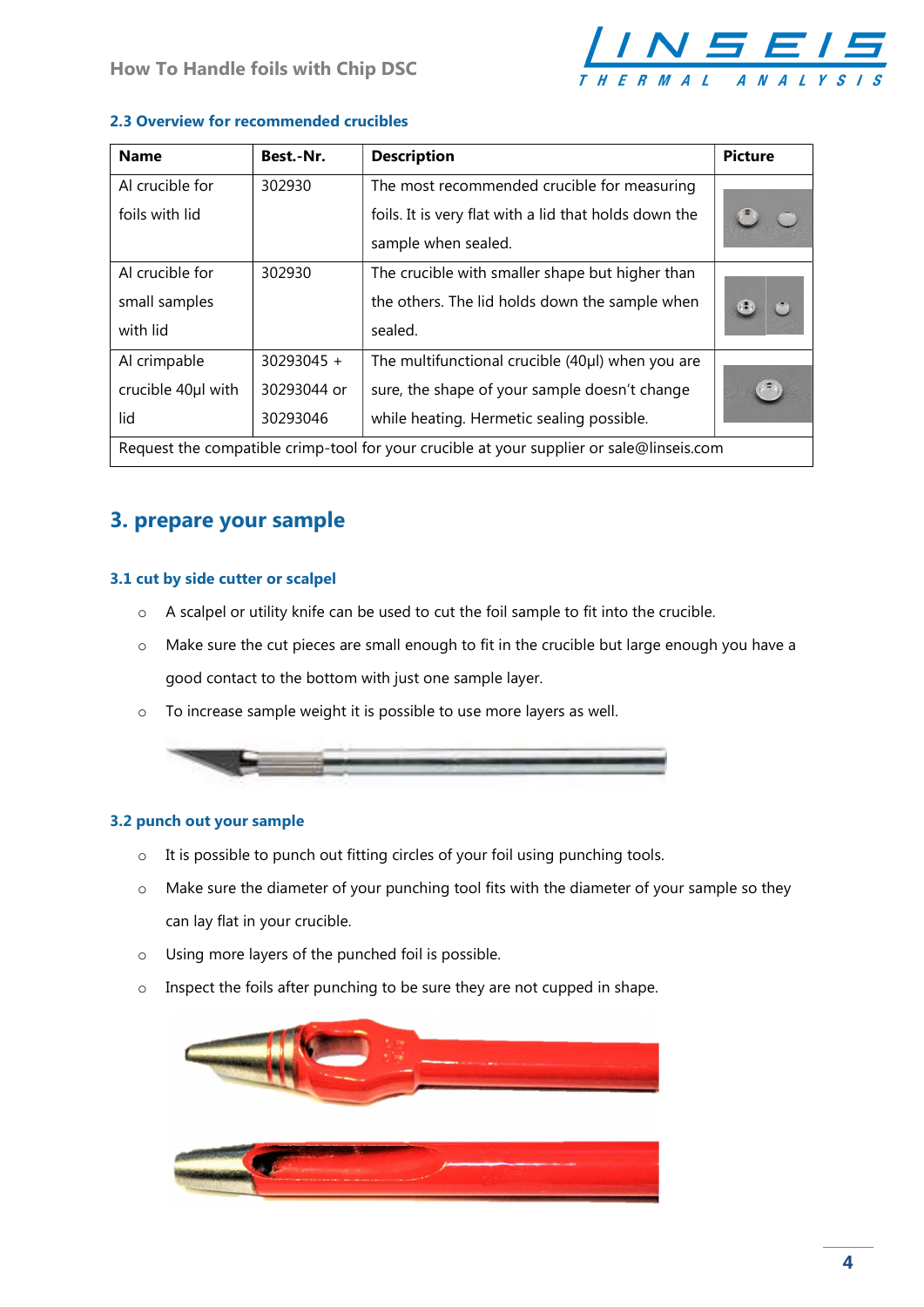### 2.3 Overview for recommended crucibles

| Name | Best.-Nr. | Description | Picture |
|---|---|---|---|
| Al crucible for foils with lid | 302930 | The most recommended crucible for measuring foils. It is very flat with a lid that holds down the sample when sealed. | |
| Al crucible for small samples with lid | 302930 | The crucible with smaller shape but higher than the others. The lid holds down the sample when sealed. | |
| Al crimpable crucible 40µl with lid | 30293045 + 30293044 or 30293046 | The multifunctional crucible (40µl) when you are sure, the shape of your sample doesn't change while heating. Hermetic sealing possible. | |
| Request the compatible crimp-tool for your crucible at your supplier or sale@linseis.com | | | |

## 3. prepare your sample

### 3.1 cut by side cutter or scalpel

- A scalpel or utility knife can be used to cut the foil sample to fit into the crucible.
- Make sure the cut pieces are small enough to fit in the crucible but large enough you have a good contact to the bottom with just one sample layer.
- To increase sample weight it is possible to use more layers as well.

### 3.2 punch out your sample

- It is possible to punch out fitting circles of your foil using punching tools.
- Make sure the diameter of your punching tool fits with the diameter of your sample so they can lay flat in your crucible.
- Using more layers of the punched foil is possible.
- Inspect the foils after punching to be sure they are not cupped in shape.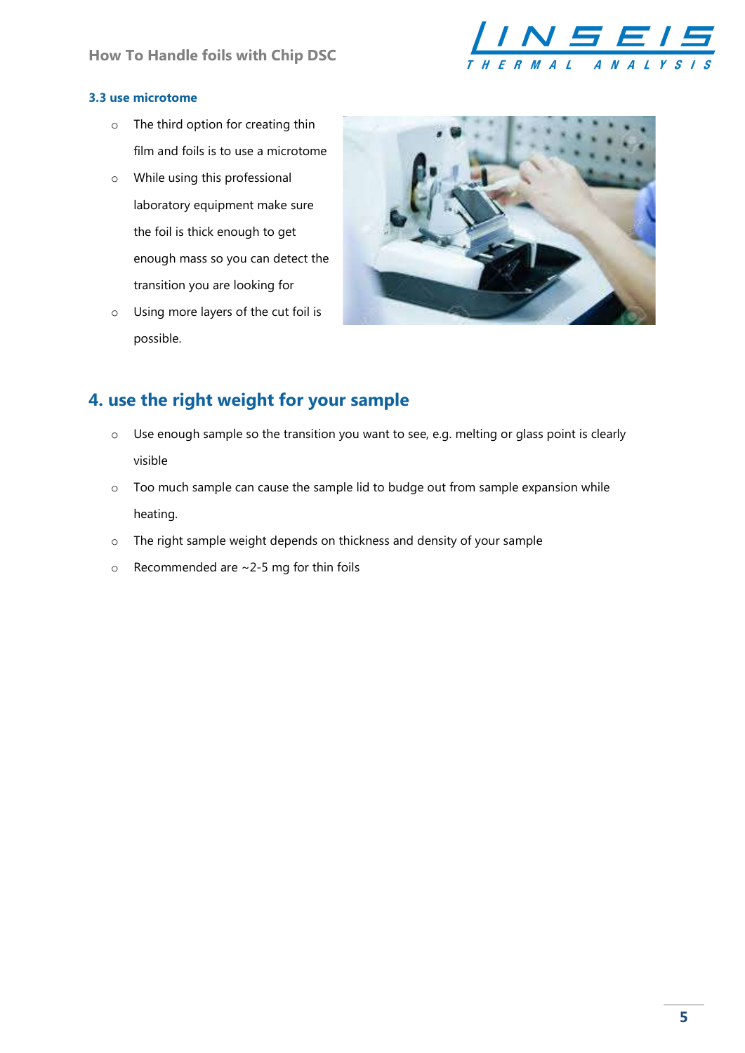### 3.3 use microtome

- The third option for creating thin film and foils is to use a microtome
- While using this professional laboratory equipment make sure the foil is thick enough to get enough mass so you can detect the transition you are looking for
- Using more layers of the cut foil is possible.

## 4. use the right weight for your sample

- Use enough sample so the transition you want to see, e.g. melting or glass point is clearly visible
- Too much sample can cause the sample lid to budge out from sample expansion while heating.
- The right sample weight depends on thickness and density of your sample
- Recommended are ~2-5 mg for thin foils